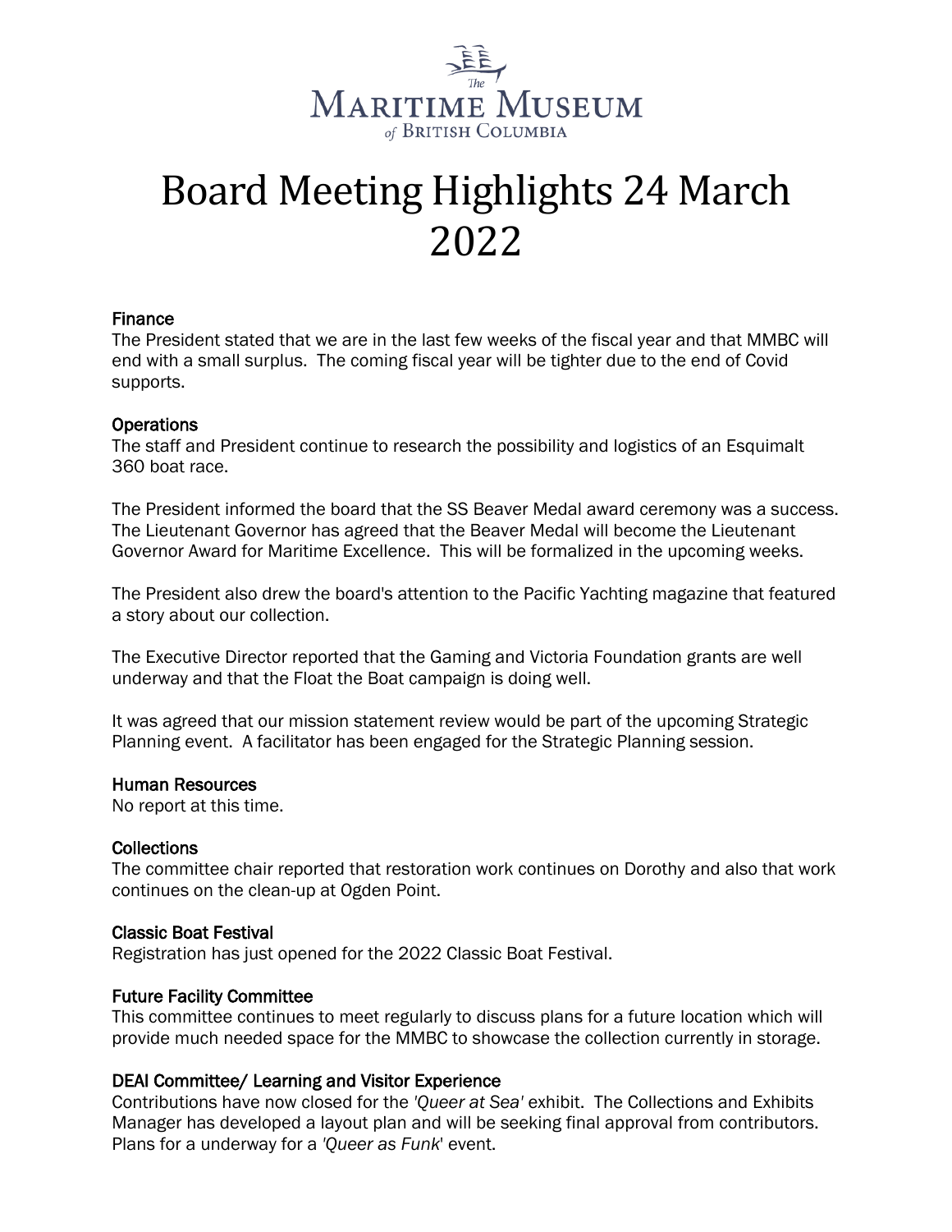The Maritime Museum of British Columbia

# Board Meeting Highlights 24 March 2022

### Finance

The President stated that we are in the last few weeks of the fiscal year and that MMBC will end with a small surplus. The coming fiscal year will be tighter due to the end of Covid supports.

### Operations

The staff and President continue to research the possibility and logistics of an Esquimalt 360 boat race.

The President informed the board that the SS Beaver Medal award ceremony was a success. The Lieutenant Governor has agreed that the Beaver Medal will become the Lieutenant Governor Award for Maritime Excellence. This will be formalized in the upcoming weeks.

The President also drew the board's attention to the Pacific Yachting magazine that featured a story about our collection.

The Executive Director reported that the Gaming and Victoria Foundation grants are well underway and that the Float the Boat campaign is doing well.

It was agreed that our mission statement review would be part of the upcoming Strategic Planning event. A facilitator has been engaged for the Strategic Planning session.

### Human Resources

No report at this time.

### Collections

The committee chair reported that restoration work continues on Dorothy and also that work continues on the clean-up at Ogden Point.

### Classic Boat Festival

Registration has just opened for the 2022 Classic Boat Festival.

### Future Facility Committee

This committee continues to meet regularly to discuss plans for a future location which will provide much needed space for the MMBC to showcase the collection currently in storage.

### DEAI Committee/ Learning and Visitor Experience

Contributions have now closed for the *'Queer at Sea'* exhibit. The Collections and Exhibits Manager has developed a layout plan and will be seeking final approval from contributors. Plans for a underway for a *'Queer as Funk'* event.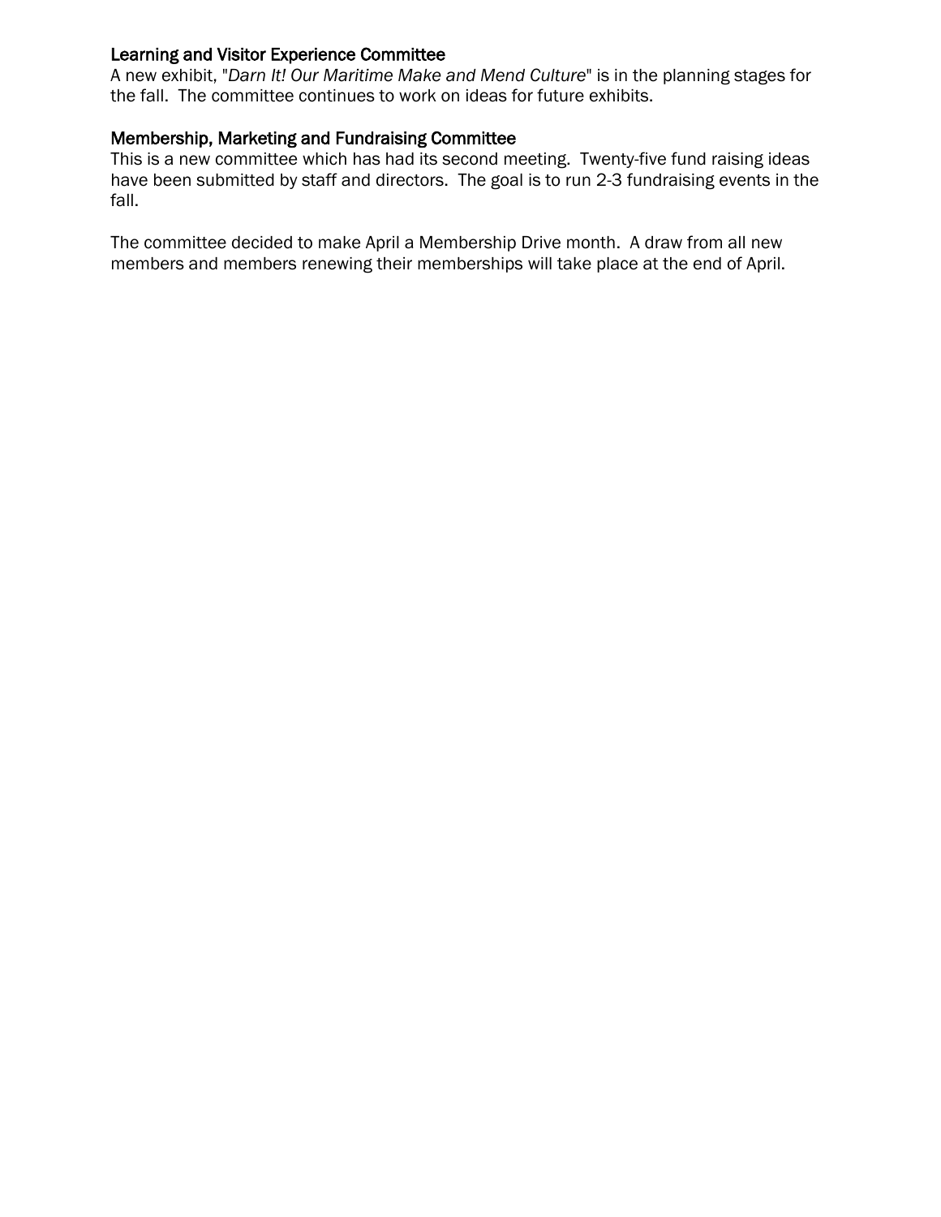### Learning and Visitor Experience Committee

A new exhibit, "*Darn It! Our Maritime Make and Mend Culture*" is in the planning stages for the fall. The committee continues to work on ideas for future exhibits.

### Membership, Marketing and Fundraising Committee

This is a new committee which has had its second meeting. Twenty-five fund raising ideas have been submitted by staff and directors. The goal is to run 2-3 fundraising events in the fall.

The committee decided to make April a Membership Drive month. A draw from all new members and members renewing their memberships will take place at the end of April.